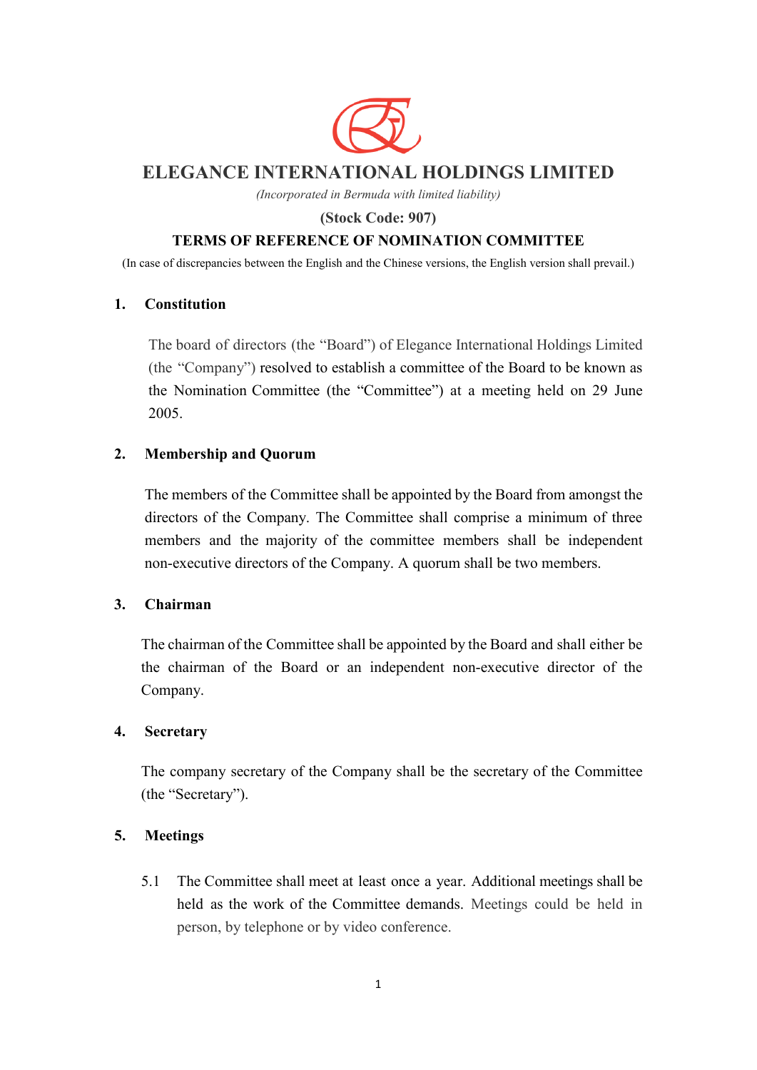# ELEGANCE INTERNATIONAL HOLDINGS LIMITED

*(Incorporated in Bermuda with limited liability)*

**(Stock Code: 907)**

**TERMS OF REFERENCE OF NOMINATION COMMITTEE**

(In case of discrepancies between the English and the Chinese versions, the English version shall prevail.)

## 1. Constitution

The board of directors (the "Board") of Elegance International Holdings Limited (the "Company") resolved to establish a committee of the Board to be known as the Nomination Committee (the "Committee") at a meeting held on 29 June 2005.

## 2. Membership and Quorum

The members of the Committee shall be appointed by the Board from amongst the directors of the Company. The Committee shall comprise a minimum of three members and the majority of the committee members shall be independent non-executive directors of the Company. A quorum shall be two members.

## 3. Chairman

The chairman of the Committee shall be appointed by the Board and shall either be the chairman of the Board or an independent non-executive director of the Company.

## 4. Secretary

The company secretary of the Company shall be the secretary of the Committee (the "Secretary").

## 5. Meetings

5.1 The Committee shall meet at least once a year. Additional meetings shall be held as the work of the Committee demands. Meetings could be held in person, by telephone or by video conference.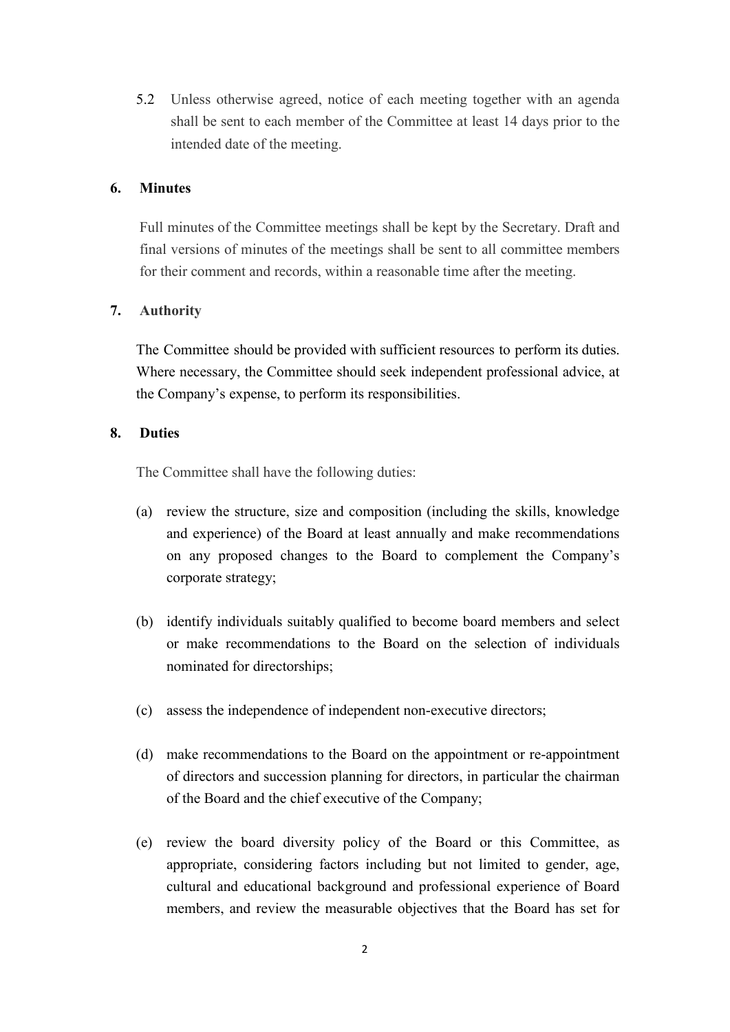5.2 Unless otherwise agreed, notice of each meeting together with an agenda shall be sent to each member of the Committee at least 14 days prior to the intended date of the meeting.

## 6. Minutes

Full minutes of the Committee meetings shall be kept by the Secretary. Draft and final versions of minutes of the meetings shall be sent to all committee members for their comment and records, within a reasonable time after the meeting.

## 7. Authority

The Committee should be provided with sufficient resources to perform its duties. Where necessary, the Committee should seek independent professional advice, at the Company's expense, to perform its responsibilities.

## 8. Duties

The Committee shall have the following duties:

(a) review the structure, size and composition (including the skills, knowledge and experience) of the Board at least annually and make recommendations on any proposed changes to the Board to complement the Company's corporate strategy;

(b) identify individuals suitably qualified to become board members and select or make recommendations to the Board on the selection of individuals nominated for directorships;

(c) assess the independence of independent non-executive directors;

(d) make recommendations to the Board on the appointment or re-appointment of directors and succession planning for directors, in particular the chairman of the Board and the chief executive of the Company;

(e) review the board diversity policy of the Board or this Committee, as appropriate, considering factors including but not limited to gender, age, cultural and educational background and professional experience of Board members, and review the measurable objectives that the Board has set for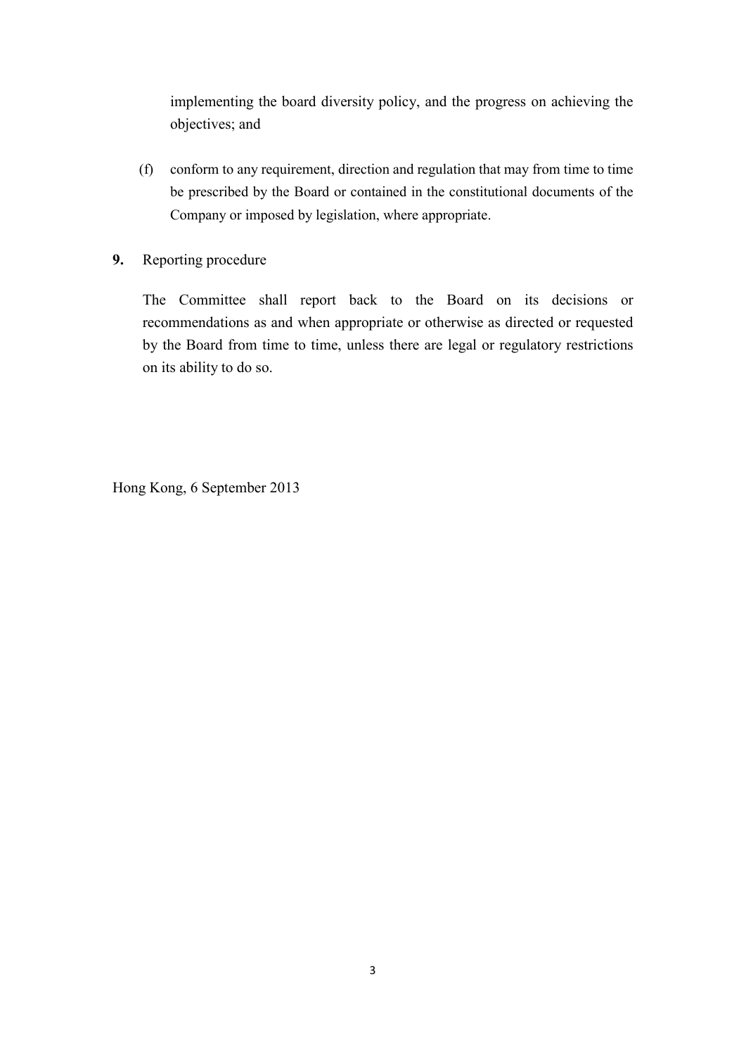implementing the board diversity policy, and the progress on achieving the objectives; and

(f) conform to any requirement, direction and regulation that may from time to time be prescribed by the Board or contained in the constitutional documents of the Company or imposed by legislation, where appropriate.

**9.** Reporting procedure

The Committee shall report back to the Board on its decisions or recommendations as and when appropriate or otherwise as directed or requested by the Board from time to time, unless there are legal or regulatory restrictions on its ability to do so.

Hong Kong, 6 September 2013